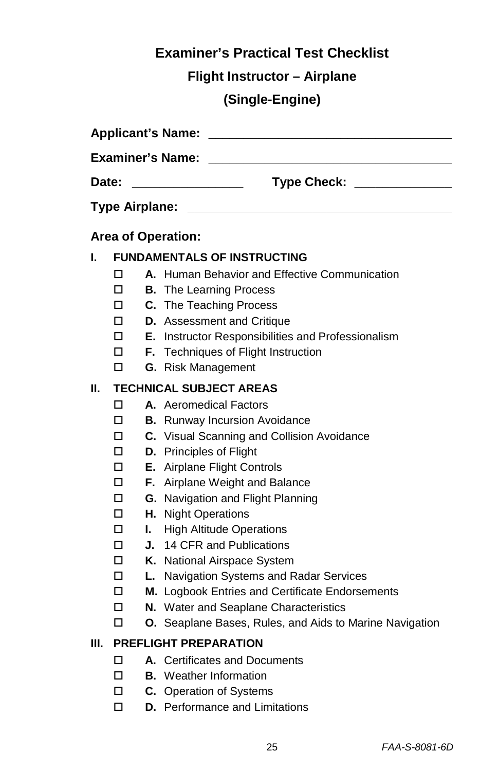# Examiner's Practical Test Checklist

## Flight Instructor – Airplane

## (Single-Engine)

**Applicant's Name:** ______________________________

**Examiner's Name:** ______________________________

**Date:** ______________ **Type Check:** ______________

**Type Airplane:** ______________________________

### Area of Operation:

**I. FUNDAMENTALS OF INSTRUCTING**

- ☐ **A.** Human Behavior and Effective Communication
- ☐ **B.** The Learning Process
- ☐ **C.** The Teaching Process
- ☐ **D.** Assessment and Critique
- ☐ **E.** Instructor Responsibilities and Professionalism
- ☐ **F.** Techniques of Flight Instruction
- ☐ **G.** Risk Management

**II. TECHNICAL SUBJECT AREAS**

- ☐ **A.** Aeromedical Factors
- ☐ **B.** Runway Incursion Avoidance
- ☐ **C.** Visual Scanning and Collision Avoidance
- ☐ **D.** Principles of Flight
- ☐ **E.** Airplane Flight Controls
- ☐ **F.** Airplane Weight and Balance
- ☐ **G.** Navigation and Flight Planning
- ☐ **H.** Night Operations
- ☐ **I.** High Altitude Operations
- ☐ **J.** 14 CFR and Publications
- ☐ **K.** National Airspace System
- ☐ **L.** Navigation Systems and Radar Services
- ☐ **M.** Logbook Entries and Certificate Endorsements
- ☐ **N.** Water and Seaplane Characteristics
- ☐ **O.** Seaplane Bases, Rules, and Aids to Marine Navigation

**III. PREFLIGHT PREPARATION**

- ☐ **A.** Certificates and Documents
- ☐ **B.** Weather Information
- ☐ **C.** Operation of Systems
- ☐ **D.** Performance and Limitations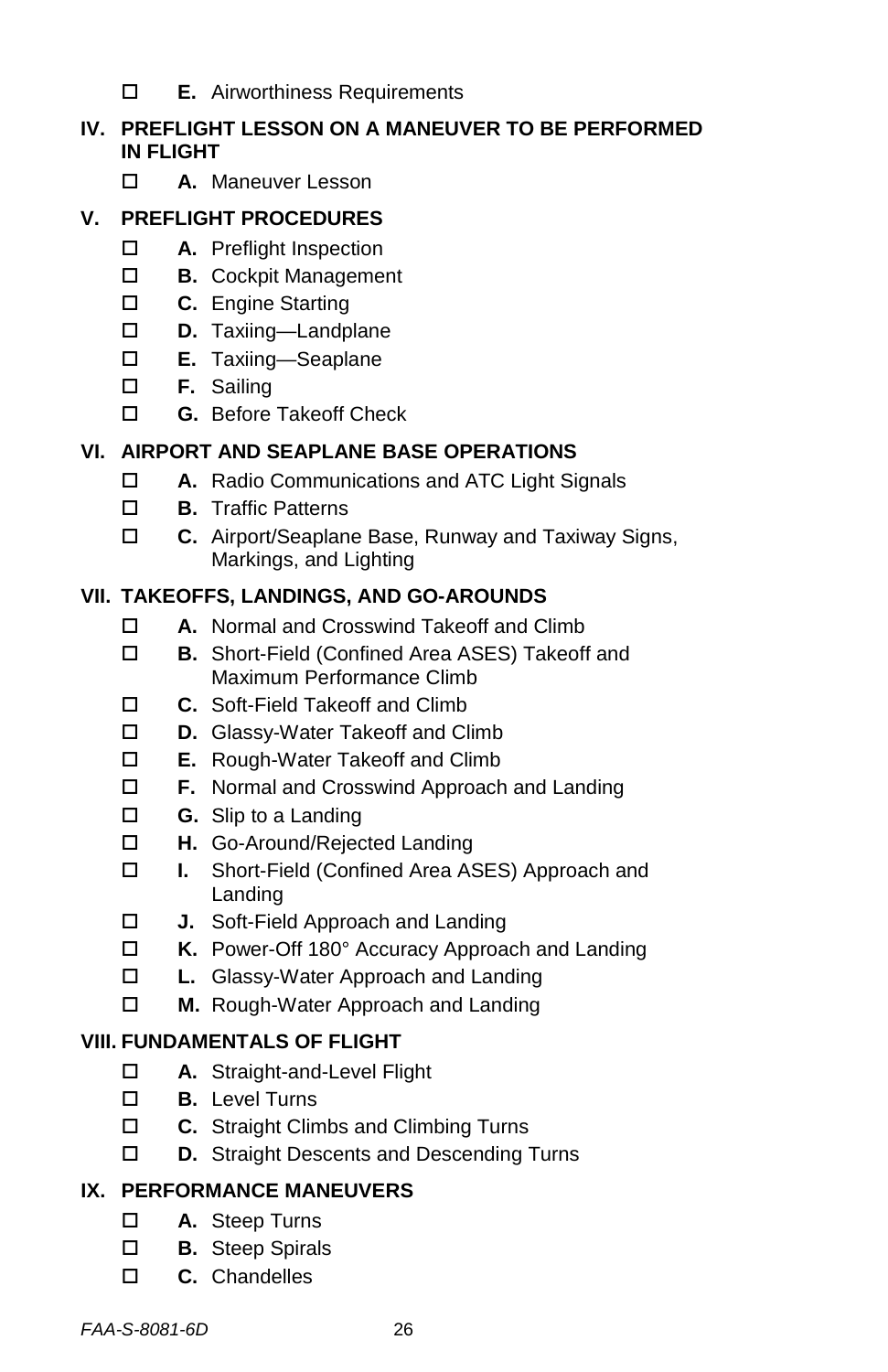- ☐ **E.** Airworthiness Requirements

## IV. PREFLIGHT LESSON ON A MANEUVER TO BE PERFORMED IN FLIGHT

- ☐ **A.** Maneuver Lesson

## V. PREFLIGHT PROCEDURES

- ☐ **A.** Preflight Inspection
- ☐ **B.** Cockpit Management
- ☐ **C.** Engine Starting
- ☐ **D.** Taxiing—Landplane
- ☐ **E.** Taxiing—Seaplane
- ☐ **F.** Sailing
- ☐ **G.** Before Takeoff Check

## VI. AIRPORT AND SEAPLANE BASE OPERATIONS

- ☐ **A.** Radio Communications and ATC Light Signals
- ☐ **B.** Traffic Patterns
- ☐ **C.** Airport/Seaplane Base, Runway and Taxiway Signs, Markings, and Lighting

## VII. TAKEOFFS, LANDINGS, AND GO-AROUNDS

- ☐ **A.** Normal and Crosswind Takeoff and Climb
- ☐ **B.** Short-Field (Confined Area ASES) Takeoff and Maximum Performance Climb
- ☐ **C.** Soft-Field Takeoff and Climb
- ☐ **D.** Glassy-Water Takeoff and Climb
- ☐ **E.** Rough-Water Takeoff and Climb
- ☐ **F.** Normal and Crosswind Approach and Landing
- ☐ **G.** Slip to a Landing
- ☐ **H.** Go-Around/Rejected Landing
- ☐ **I.** Short-Field (Confined Area ASES) Approach and Landing
- ☐ **J.** Soft-Field Approach and Landing
- ☐ **K.** Power-Off 180° Accuracy Approach and Landing
- ☐ **L.** Glassy-Water Approach and Landing
- ☐ **M.** Rough-Water Approach and Landing

## VIII. FUNDAMENTALS OF FLIGHT

- ☐ **A.** Straight-and-Level Flight
- ☐ **B.** Level Turns
- ☐ **C.** Straight Climbs and Climbing Turns
- ☐ **D.** Straight Descents and Descending Turns

## IX. PERFORMANCE MANEUVERS

- ☐ **A.** Steep Turns
- ☐ **B.** Steep Spirals
- ☐ **C.** Chandelles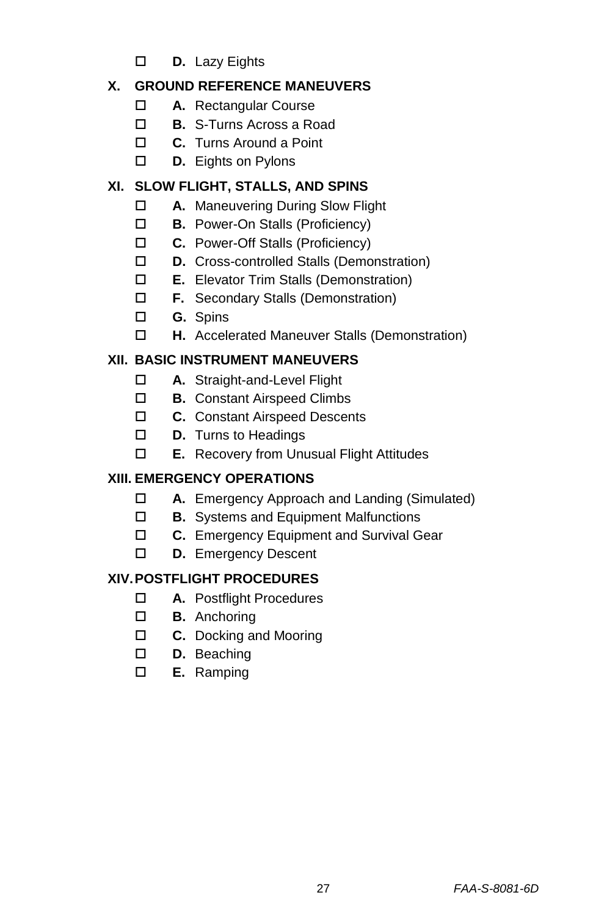- ☐ **D.** Lazy Eights

**X. GROUND REFERENCE MANEUVERS**

- ☐ **A.** Rectangular Course
- ☐ **B.** S-Turns Across a Road
- ☐ **C.** Turns Around a Point
- ☐ **D.** Eights on Pylons

**XI. SLOW FLIGHT, STALLS, AND SPINS**

- ☐ **A.** Maneuvering During Slow Flight
- ☐ **B.** Power-On Stalls (Proficiency)
- ☐ **C.** Power-Off Stalls (Proficiency)
- ☐ **D.** Cross-controlled Stalls (Demonstration)
- ☐ **E.** Elevator Trim Stalls (Demonstration)
- ☐ **F.** Secondary Stalls (Demonstration)
- ☐ **G.** Spins
- ☐ **H.** Accelerated Maneuver Stalls (Demonstration)

**XII. BASIC INSTRUMENT MANEUVERS**

- ☐ **A.** Straight-and-Level Flight
- ☐ **B.** Constant Airspeed Climbs
- ☐ **C.** Constant Airspeed Descents
- ☐ **D.** Turns to Headings
- ☐ **E.** Recovery from Unusual Flight Attitudes

**XIII. EMERGENCY OPERATIONS**

- ☐ **A.** Emergency Approach and Landing (Simulated)
- ☐ **B.** Systems and Equipment Malfunctions
- ☐ **C.** Emergency Equipment and Survival Gear
- ☐ **D.** Emergency Descent

**XIV. POSTFLIGHT PROCEDURES**

- ☐ **A.** Postflight Procedures
- ☐ **B.** Anchoring
- ☐ **C.** Docking and Mooring
- ☐ **D.** Beaching
- ☐ **E.** Ramping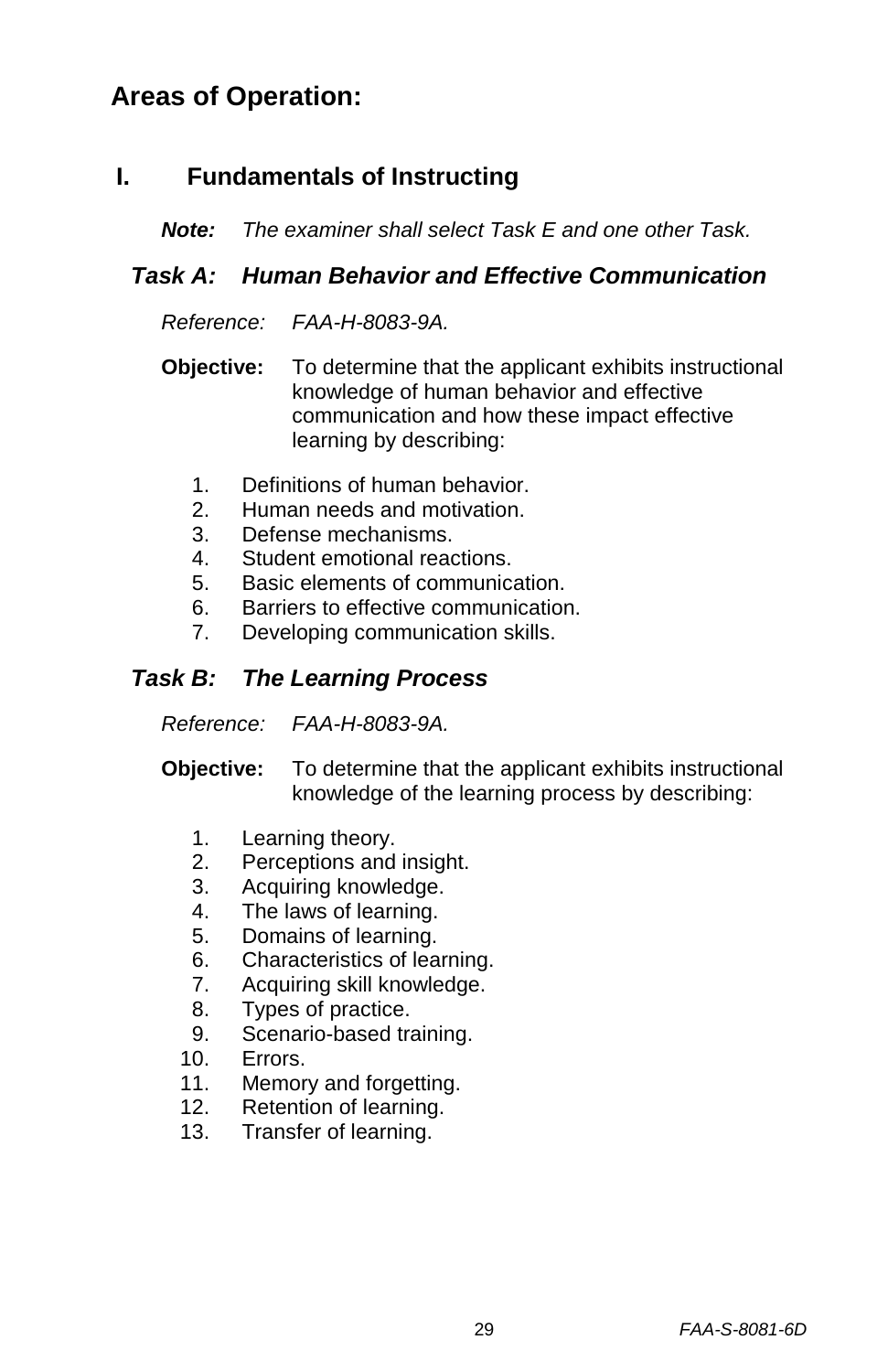# Areas of Operation:

## I. Fundamentals of Instructing

***Note:*** *The examiner shall select Task E and one other Task.*

### *Task A: Human Behavior and Effective Communication*

*Reference: FAA-H-8083-9A.*

**Objective:** To determine that the applicant exhibits instructional knowledge of human behavior and effective communication and how these impact effective learning by describing:

1. Definitions of human behavior.
2. Human needs and motivation.
3. Defense mechanisms.
4. Student emotional reactions.
5. Basic elements of communication.
6. Barriers to effective communication.
7. Developing communication skills.

### *Task B: The Learning Process*

*Reference: FAA-H-8083-9A.*

**Objective:** To determine that the applicant exhibits instructional knowledge of the learning process by describing:

1. Learning theory.
2. Perceptions and insight.
3. Acquiring knowledge.
4. The laws of learning.
5. Domains of learning.
6. Characteristics of learning.
7. Acquiring skill knowledge.
8. Types of practice.
9. Scenario-based training.
10. Errors.
11. Memory and forgetting.
12. Retention of learning.
13. Transfer of learning.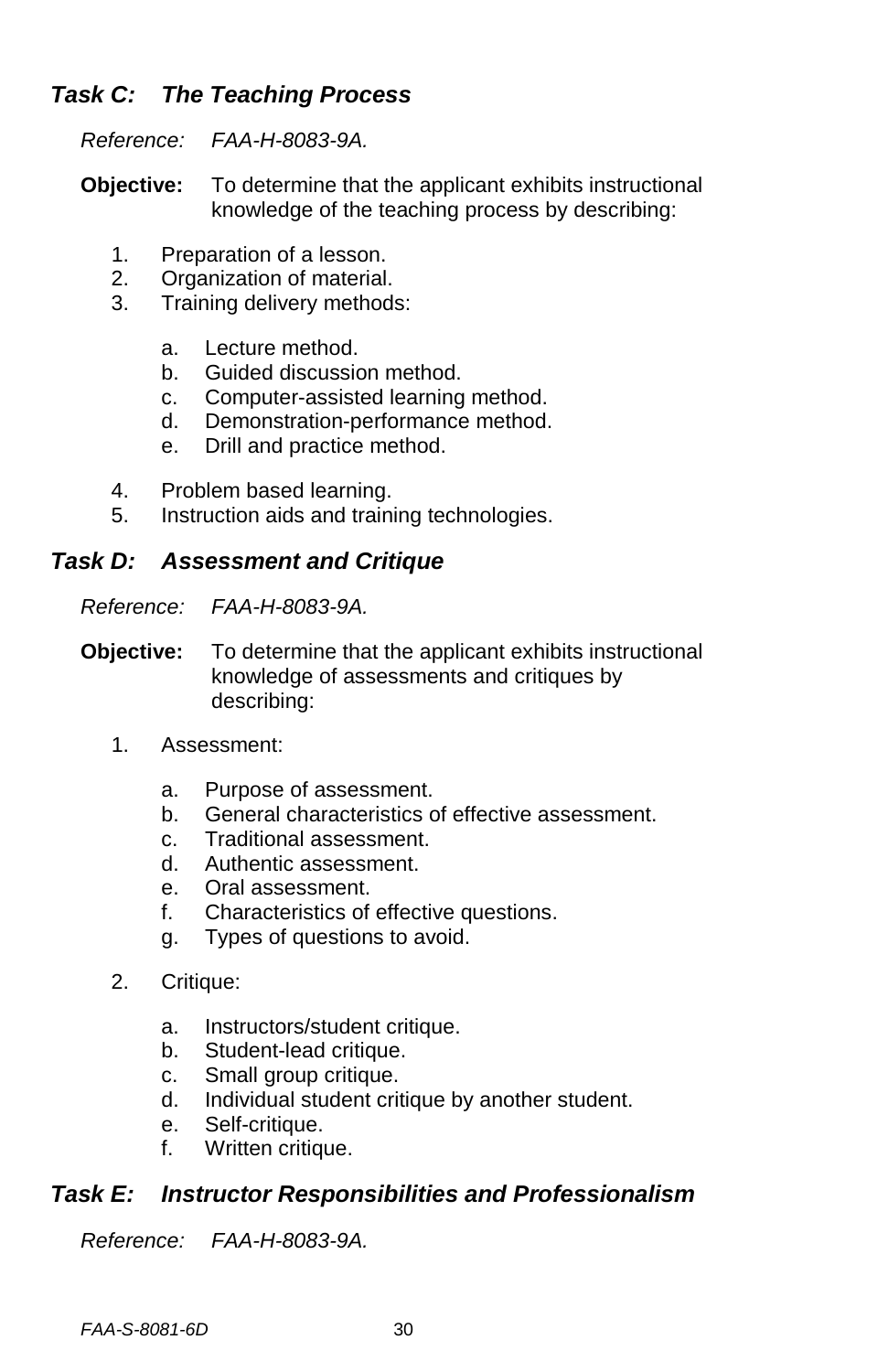### *Task C: The Teaching Process*

*Reference: FAA-H-8083-9A.*

**Objective:** To determine that the applicant exhibits instructional knowledge of the teaching process by describing:

1. Preparation of a lesson.
2. Organization of material.
3. Training delivery methods:
   a. Lecture method.
   b. Guided discussion method.
   c. Computer-assisted learning method.
   d. Demonstration-performance method.
   e. Drill and practice method.
4. Problem based learning.
5. Instruction aids and training technologies.

### *Task D: Assessment and Critique*

*Reference: FAA-H-8083-9A.*

**Objective:** To determine that the applicant exhibits instructional knowledge of assessments and critiques by describing:

1. Assessment:
   a. Purpose of assessment.
   b. General characteristics of effective assessment.
   c. Traditional assessment.
   d. Authentic assessment.
   e. Oral assessment.
   f. Characteristics of effective questions.
   g. Types of questions to avoid.
2. Critique:
   a. Instructors/student critique.
   b. Student-lead critique.
   c. Small group critique.
   d. Individual student critique by another student.
   e. Self-critique.
   f. Written critique.

### *Task E: Instructor Responsibilities and Professionalism*

*Reference: FAA-H-8083-9A.*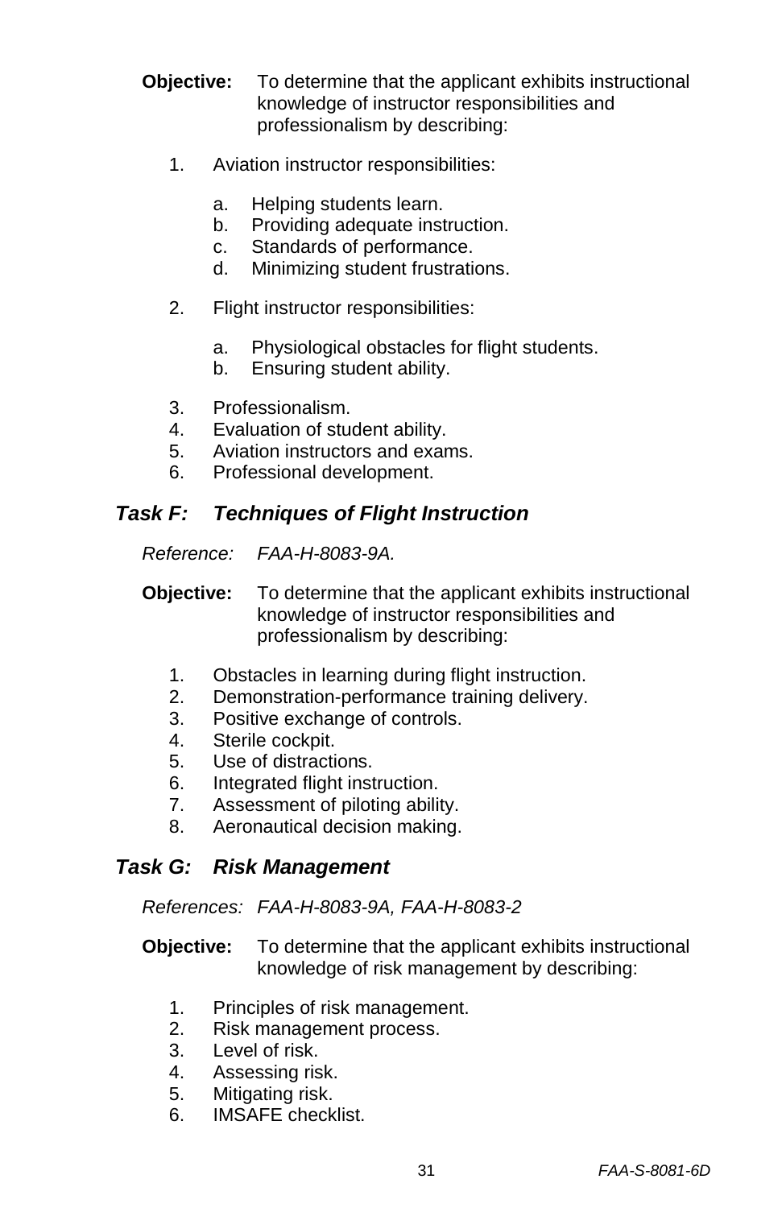**Objective:** To determine that the applicant exhibits instructional knowledge of instructor responsibilities and professionalism by describing:

1. Aviation instructor responsibilities:
    a. Helping students learn.
    b. Providing adequate instruction.
    c. Standards of performance.
    d. Minimizing student frustrations.
2. Flight instructor responsibilities:
    a. Physiological obstacles for flight students.
    b. Ensuring student ability.
3. Professionalism.
4. Evaluation of student ability.
5. Aviation instructors and exams.
6. Professional development.

### *Task F: Techniques of Flight Instruction*

*Reference: FAA-H-8083-9A.*

**Objective:** To determine that the applicant exhibits instructional knowledge of instructor responsibilities and professionalism by describing:

1. Obstacles in learning during flight instruction.
2. Demonstration-performance training delivery.
3. Positive exchange of controls.
4. Sterile cockpit.
5. Use of distractions.
6. Integrated flight instruction.
7. Assessment of piloting ability.
8. Aeronautical decision making.

### *Task G: Risk Management*

*References: FAA-H-8083-9A, FAA-H-8083-2*

**Objective:** To determine that the applicant exhibits instructional knowledge of risk management by describing:

1. Principles of risk management.
2. Risk management process.
3. Level of risk.
4. Assessing risk.
5. Mitigating risk.
6. IMSAFE checklist.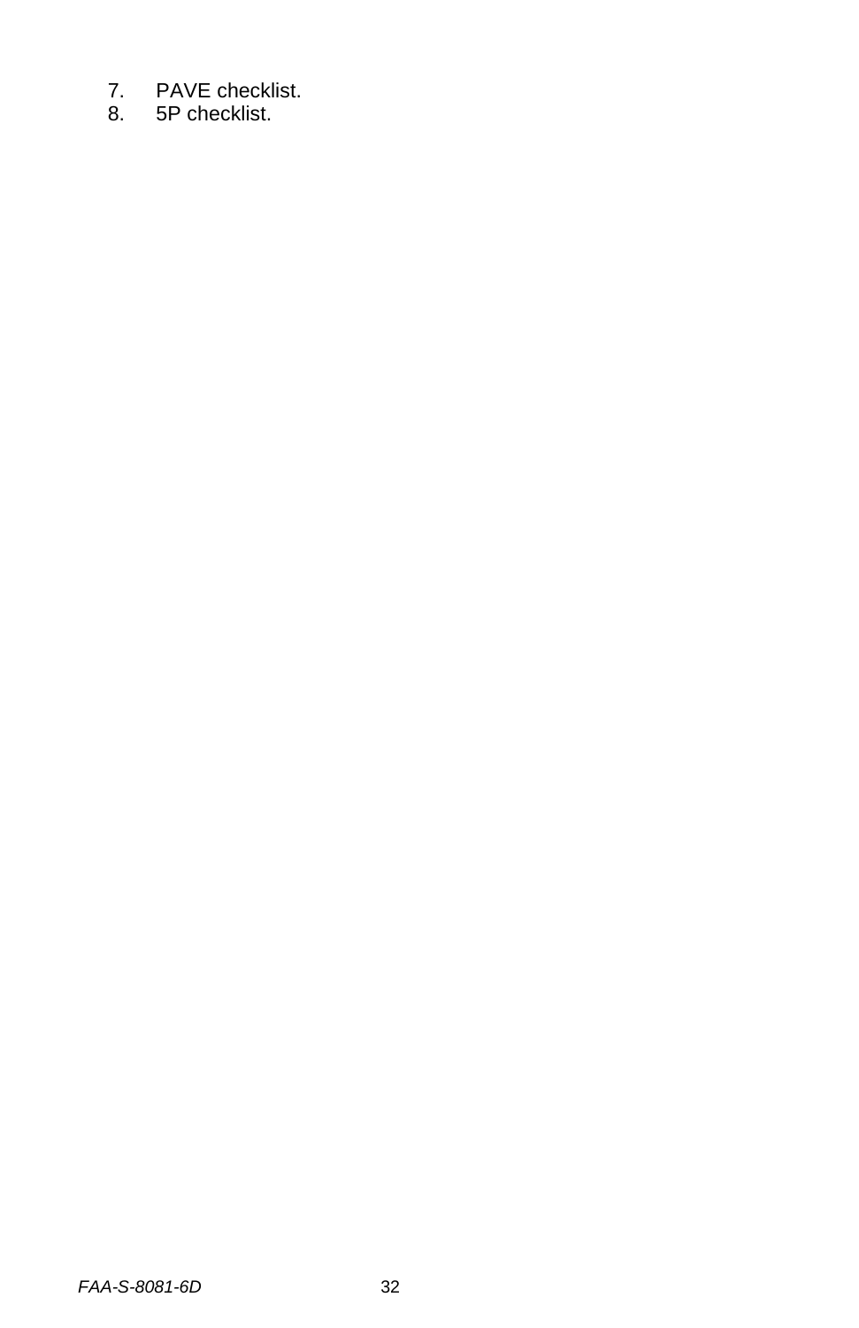7. PAVE checklist.
8. 5P checklist.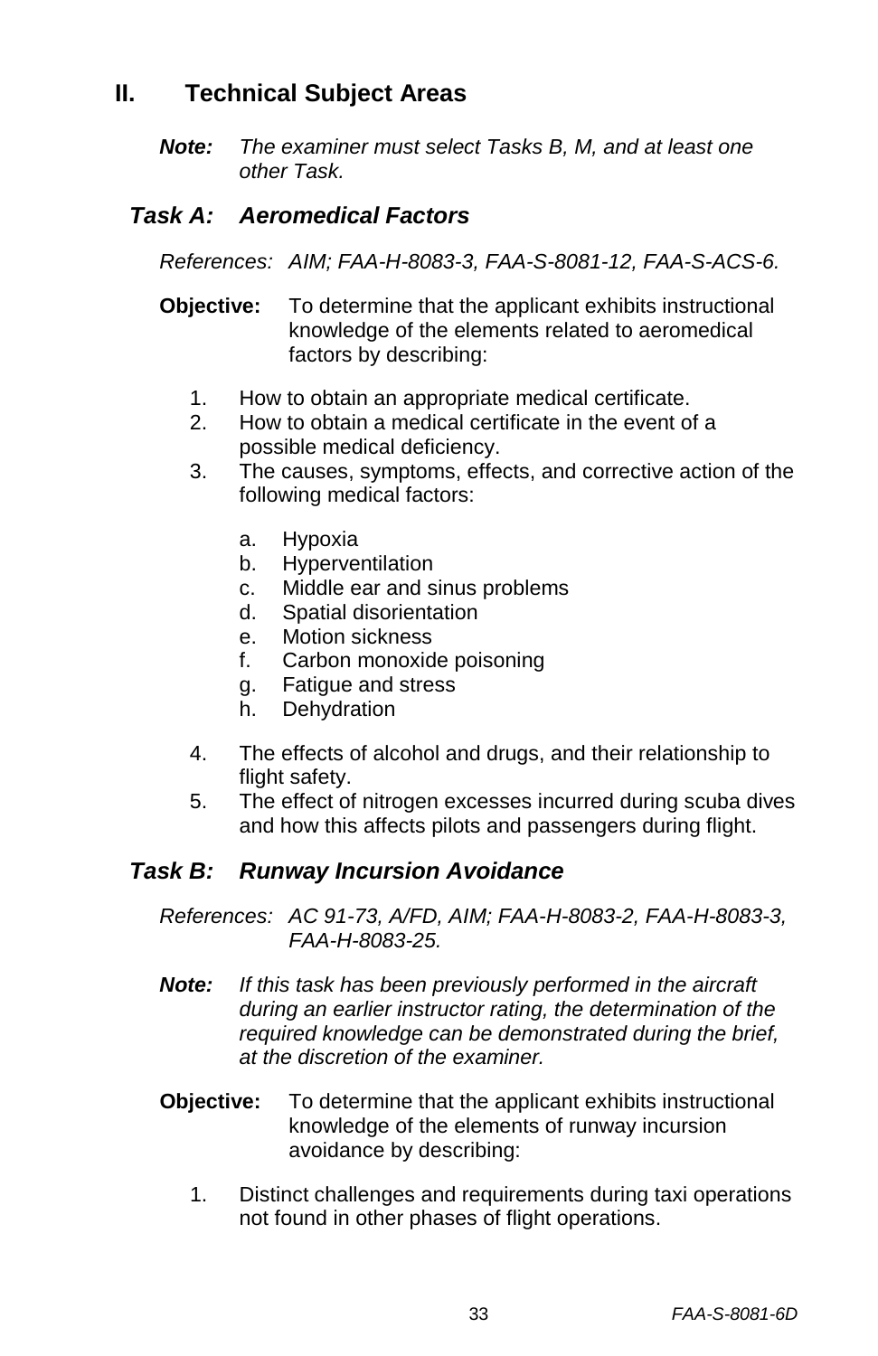## II. Technical Subject Areas

***Note:*** *The examiner must select Tasks B, M, and at least one other Task.*

### *Task A: Aeromedical Factors*

*References: AIM; FAA-H-8083-3, FAA-S-8081-12, FAA-S-ACS-6.*

**Objective:** To determine that the applicant exhibits instructional knowledge of the elements related to aeromedical factors by describing:

1. How to obtain an appropriate medical certificate.
2. How to obtain a medical certificate in the event of a possible medical deficiency.
3. The causes, symptoms, effects, and corrective action of the following medical factors:
   a. Hypoxia
   b. Hyperventilation
   c. Middle ear and sinus problems
   d. Spatial disorientation
   e. Motion sickness
   f. Carbon monoxide poisoning
   g. Fatigue and stress
   h. Dehydration
4. The effects of alcohol and drugs, and their relationship to flight safety.
5. The effect of nitrogen excesses incurred during scuba dives and how this affects pilots and passengers during flight.

### *Task B: Runway Incursion Avoidance*

*References: AC 91-73, A/FD, AIM; FAA-H-8083-2, FAA-H-8083-3, FAA-H-8083-25.*

***Note:*** *If this task has been previously performed in the aircraft during an earlier instructor rating, the determination of the required knowledge can be demonstrated during the brief, at the discretion of the examiner.*

**Objective:** To determine that the applicant exhibits instructional knowledge of the elements of runway incursion avoidance by describing:

1. Distinct challenges and requirements during taxi operations not found in other phases of flight operations.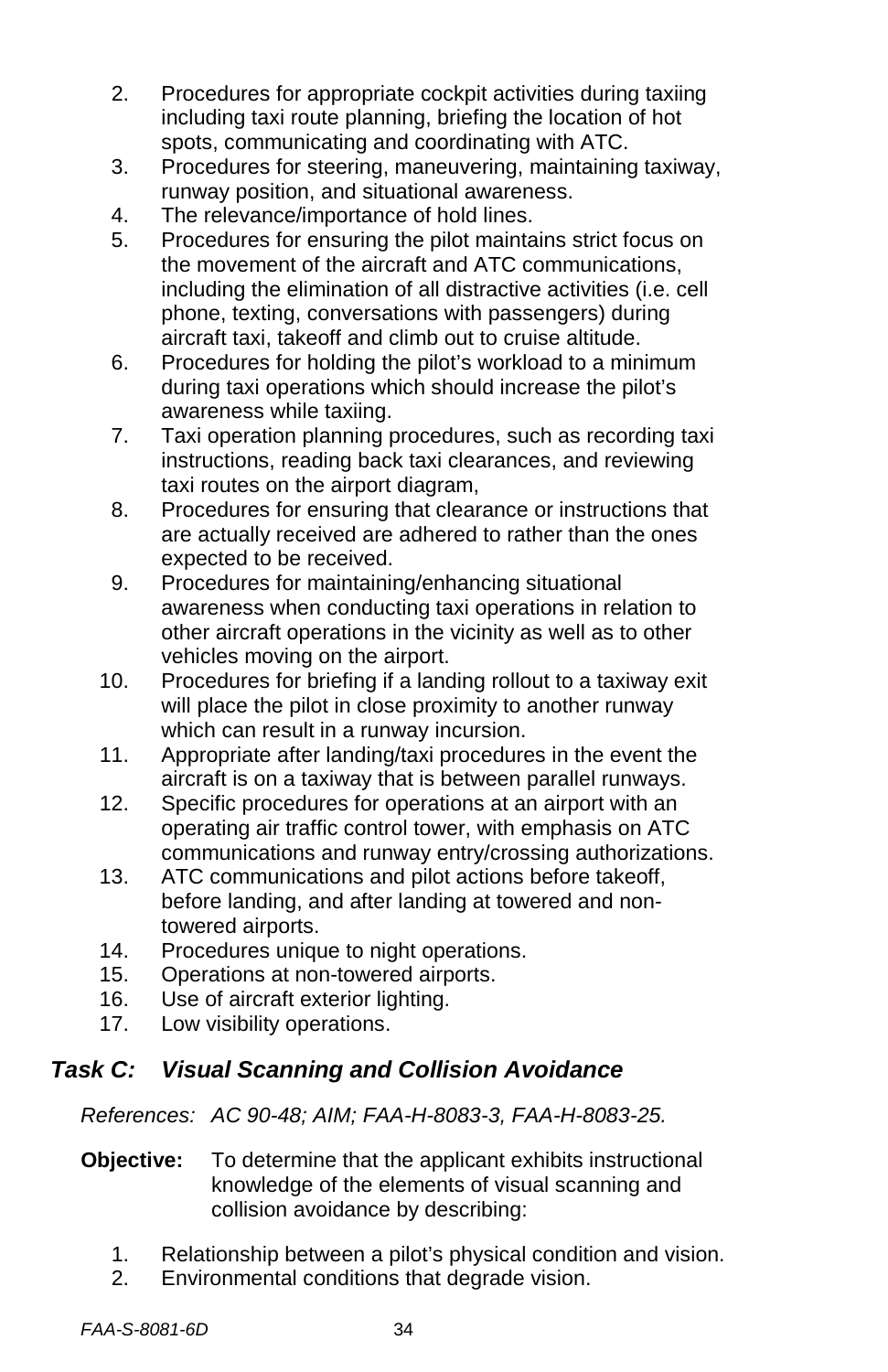2. Procedures for appropriate cockpit activities during taxiing including taxi route planning, briefing the location of hot spots, communicating and coordinating with ATC.
3. Procedures for steering, maneuvering, maintaining taxiway, runway position, and situational awareness.
4. The relevance/importance of hold lines.
5. Procedures for ensuring the pilot maintains strict focus on the movement of the aircraft and ATC communications, including the elimination of all distractive activities (i.e. cell phone, texting, conversations with passengers) during aircraft taxi, takeoff and climb out to cruise altitude.
6. Procedures for holding the pilot's workload to a minimum during taxi operations which should increase the pilot's awareness while taxiing.
7. Taxi operation planning procedures, such as recording taxi instructions, reading back taxi clearances, and reviewing taxi routes on the airport diagram,
8. Procedures for ensuring that clearance or instructions that are actually received are adhered to rather than the ones expected to be received.
9. Procedures for maintaining/enhancing situational awareness when conducting taxi operations in relation to other aircraft operations in the vicinity as well as to other vehicles moving on the airport.
10. Procedures for briefing if a landing rollout to a taxiway exit will place the pilot in close proximity to another runway which can result in a runway incursion.
11. Appropriate after landing/taxi procedures in the event the aircraft is on a taxiway that is between parallel runways.
12. Specific procedures for operations at an airport with an operating air traffic control tower, with emphasis on ATC communications and runway entry/crossing authorizations.
13. ATC communications and pilot actions before takeoff, before landing, and after landing at towered and non-towered airports.
14. Procedures unique to night operations.
15. Operations at non-towered airports.
16. Use of aircraft exterior lighting.
17. Low visibility operations.

## *Task C: Visual Scanning and Collision Avoidance*

*References: AC 90-48; AIM; FAA-H-8083-3, FAA-H-8083-25.*

**Objective:** To determine that the applicant exhibits instructional knowledge of the elements of visual scanning and collision avoidance by describing:

1. Relationship between a pilot's physical condition and vision.
2. Environmental conditions that degrade vision.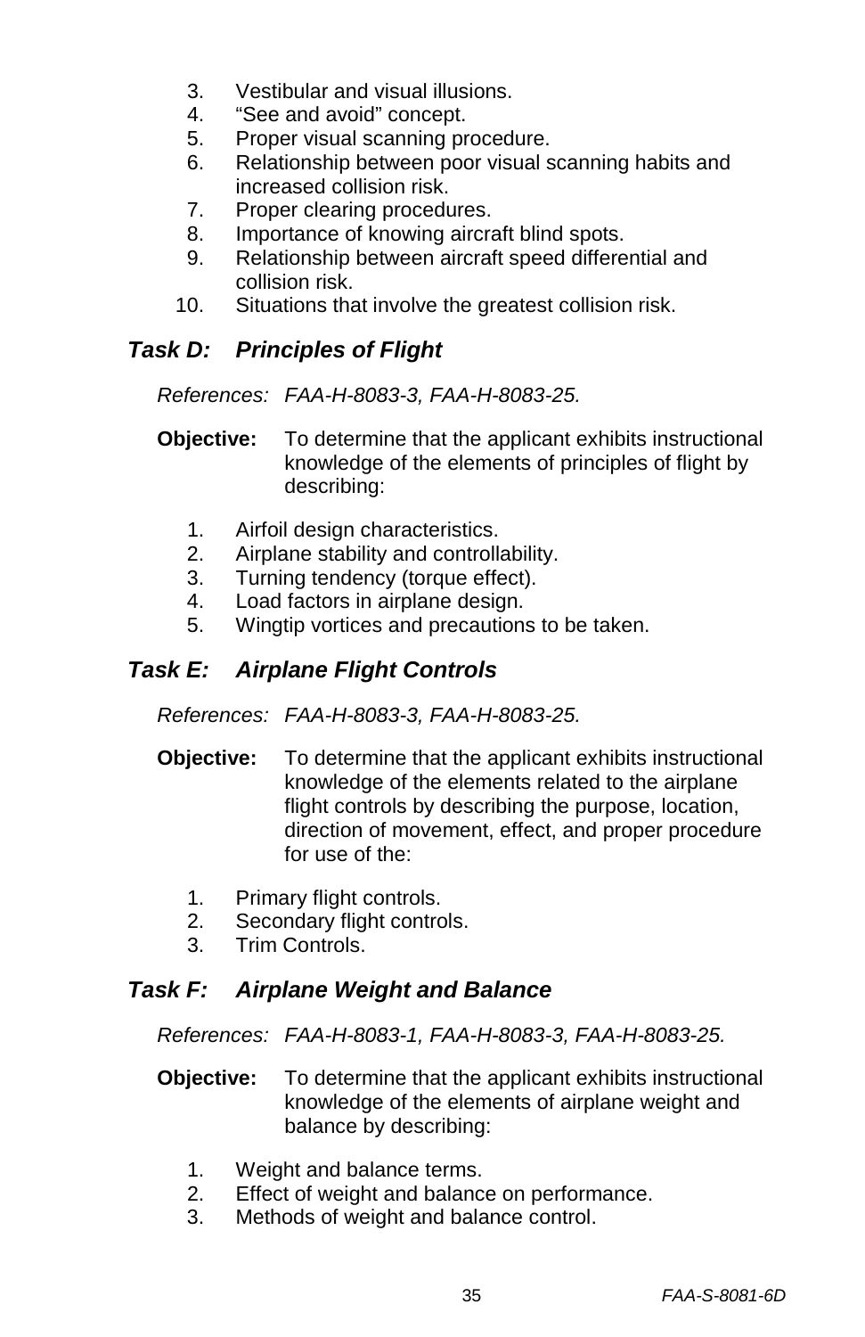3. Vestibular and visual illusions.
4. "See and avoid" concept.
5. Proper visual scanning procedure.
6. Relationship between poor visual scanning habits and increased collision risk.
7. Proper clearing procedures.
8. Importance of knowing aircraft blind spots.
9. Relationship between aircraft speed differential and collision risk.
10. Situations that involve the greatest collision risk.

### *Task D: Principles of Flight*

*References: FAA-H-8083-3, FAA-H-8083-25.*

**Objective:** To determine that the applicant exhibits instructional knowledge of the elements of principles of flight by describing:

1. Airfoil design characteristics.
2. Airplane stability and controllability.
3. Turning tendency (torque effect).
4. Load factors in airplane design.
5. Wingtip vortices and precautions to be taken.

### *Task E: Airplane Flight Controls*

*References: FAA-H-8083-3, FAA-H-8083-25.*

**Objective:** To determine that the applicant exhibits instructional knowledge of the elements related to the airplane flight controls by describing the purpose, location, direction of movement, effect, and proper procedure for use of the:

1. Primary flight controls.
2. Secondary flight controls.
3. Trim Controls.

### *Task F: Airplane Weight and Balance*

*References: FAA-H-8083-1, FAA-H-8083-3, FAA-H-8083-25.*

**Objective:** To determine that the applicant exhibits instructional knowledge of the elements of airplane weight and balance by describing:

1. Weight and balance terms.
2. Effect of weight and balance on performance.
3. Methods of weight and balance control.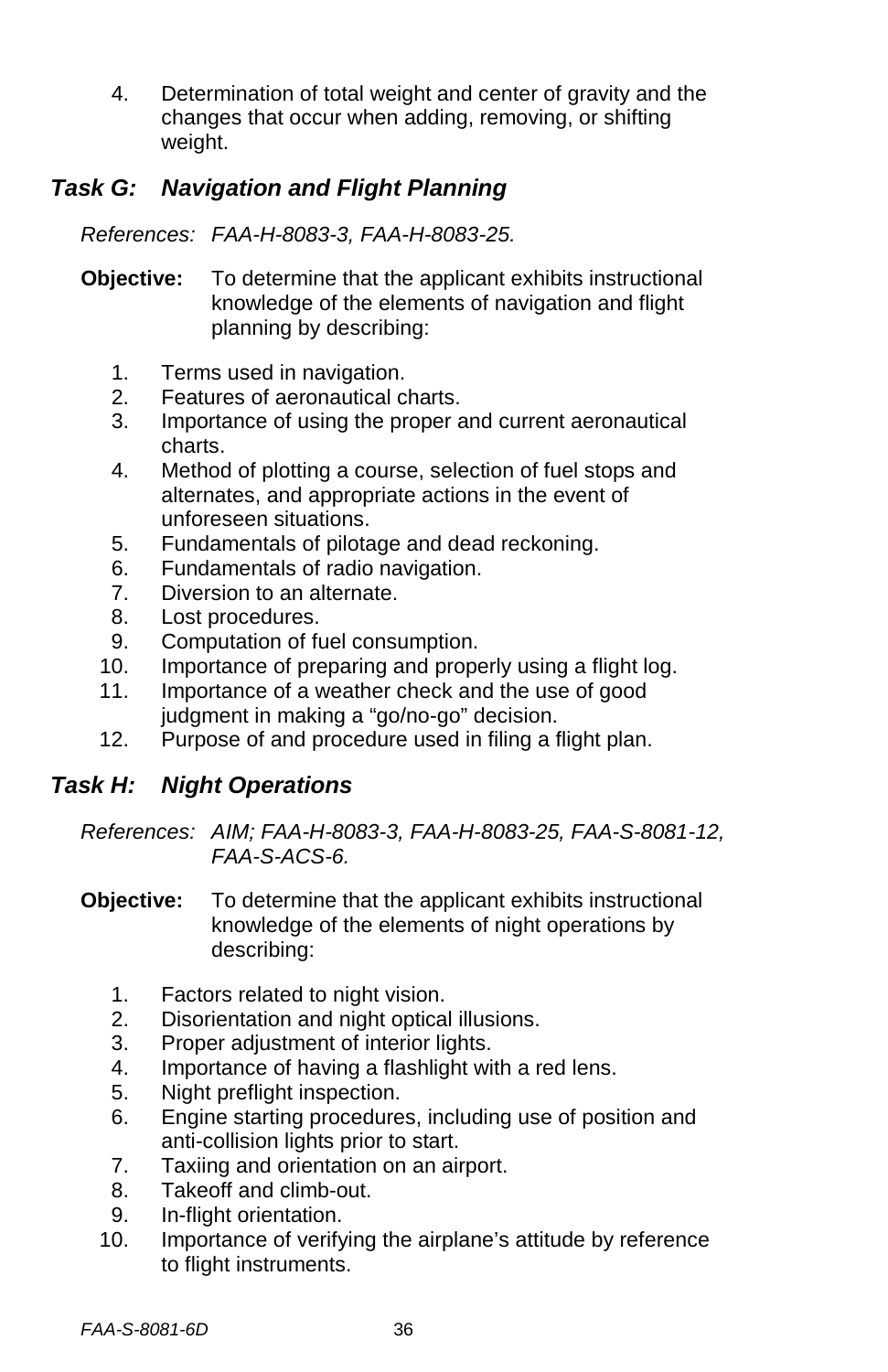4. Determination of total weight and center of gravity and the changes that occur when adding, removing, or shifting weight.

### *Task G: Navigation and Flight Planning*

*References: FAA-H-8083-3, FAA-H-8083-25.*

**Objective:** To determine that the applicant exhibits instructional knowledge of the elements of navigation and flight planning by describing:

1. Terms used in navigation.
2. Features of aeronautical charts.
3. Importance of using the proper and current aeronautical charts.
4. Method of plotting a course, selection of fuel stops and alternates, and appropriate actions in the event of unforeseen situations.
5. Fundamentals of pilotage and dead reckoning.
6. Fundamentals of radio navigation.
7. Diversion to an alternate.
8. Lost procedures.
9. Computation of fuel consumption.
10. Importance of preparing and properly using a flight log.
11. Importance of a weather check and the use of good judgment in making a "go/no-go" decision.
12. Purpose of and procedure used in filing a flight plan.

### *Task H: Night Operations*

*References: AIM; FAA-H-8083-3, FAA-H-8083-25, FAA-S-8081-12, FAA-S-ACS-6.*

**Objective:** To determine that the applicant exhibits instructional knowledge of the elements of night operations by describing:

1. Factors related to night vision.
2. Disorientation and night optical illusions.
3. Proper adjustment of interior lights.
4. Importance of having a flashlight with a red lens.
5. Night preflight inspection.
6. Engine starting procedures, including use of position and anti-collision lights prior to start.
7. Taxiing and orientation on an airport.
8. Takeoff and climb-out.
9. In-flight orientation.
10. Importance of verifying the airplane's attitude by reference to flight instruments.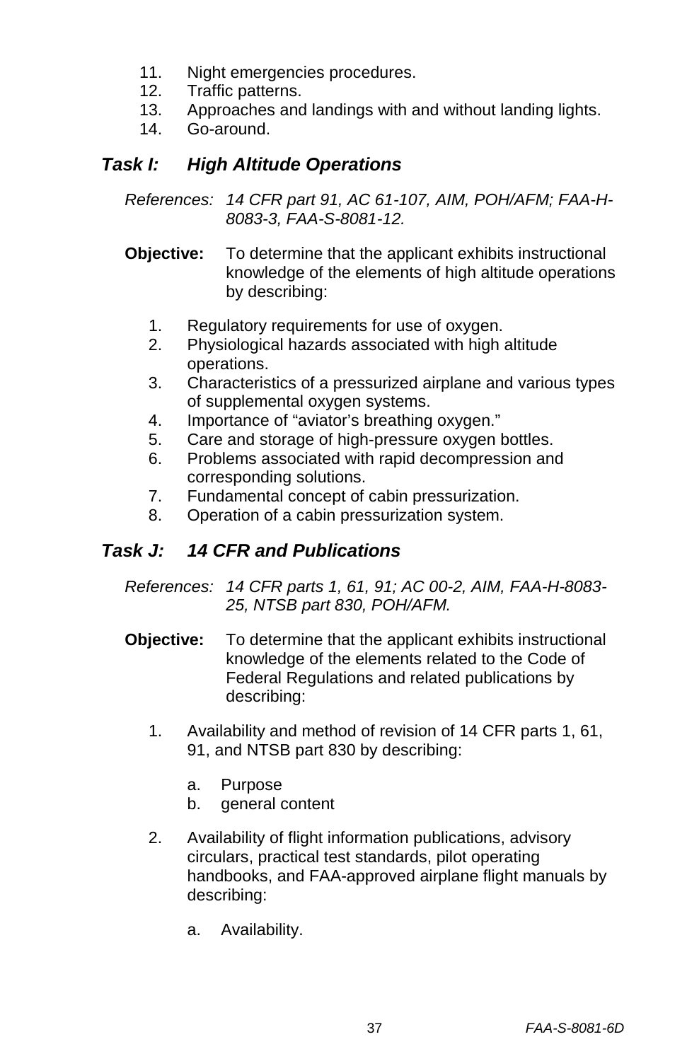11. Night emergencies procedures.
12. Traffic patterns.
13. Approaches and landings with and without landing lights.
14. Go-around.

### *Task I: High Altitude Operations*

*References: 14 CFR part 91, AC 61-107, AIM, POH/AFM; FAA-H-8083-3, FAA-S-8081-12.*

**Objective:** To determine that the applicant exhibits instructional knowledge of the elements of high altitude operations by describing:

1. Regulatory requirements for use of oxygen.
2. Physiological hazards associated with high altitude operations.
3. Characteristics of a pressurized airplane and various types of supplemental oxygen systems.
4. Importance of "aviator's breathing oxygen."
5. Care and storage of high-pressure oxygen bottles.
6. Problems associated with rapid decompression and corresponding solutions.
7. Fundamental concept of cabin pressurization.
8. Operation of a cabin pressurization system.

### *Task J: 14 CFR and Publications*

*References: 14 CFR parts 1, 61, 91; AC 00-2, AIM, FAA-H-8083-25, NTSB part 830, POH/AFM.*

**Objective:** To determine that the applicant exhibits instructional knowledge of the elements related to the Code of Federal Regulations and related publications by describing:

1. Availability and method of revision of 14 CFR parts 1, 61, 91, and NTSB part 830 by describing:

   a. Purpose
   b. general content

2. Availability of flight information publications, advisory circulars, practical test standards, pilot operating handbooks, and FAA-approved airplane flight manuals by describing:

   a. Availability.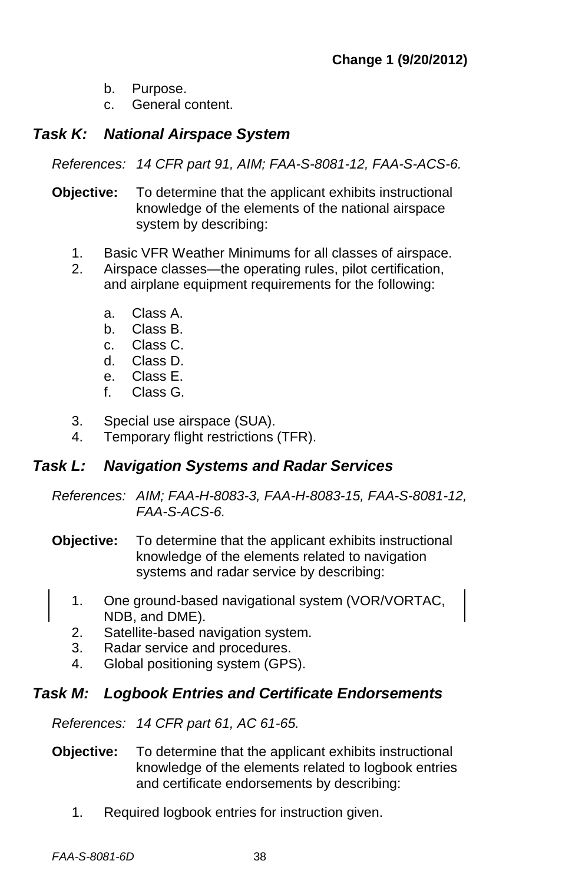b. Purpose.
c. General content.

### *Task K: National Airspace System*

*References: 14 CFR part 91, AIM; FAA-S-8081-12, FAA-S-ACS-6.*

**Objective:** To determine that the applicant exhibits instructional knowledge of the elements of the national airspace system by describing:

1. Basic VFR Weather Minimums for all classes of airspace.
2. Airspace classes—the operating rules, pilot certification, and airplane equipment requirements for the following:

   a. Class A.
   b. Class B.
   c. Class C.
   d. Class D.
   e. Class E.
   f. Class G.

3. Special use airspace (SUA).
4. Temporary flight restrictions (TFR).

### *Task L: Navigation Systems and Radar Services*

*References: AIM; FAA-H-8083-3, FAA-H-8083-15, FAA-S-8081-12, FAA-S-ACS-6.*

**Objective:** To determine that the applicant exhibits instructional knowledge of the elements related to navigation systems and radar service by describing:

1. One ground-based navigational system (VOR/VORTAC, NDB, and DME).
2. Satellite-based navigation system.
3. Radar service and procedures.
4. Global positioning system (GPS).

### *Task M: Logbook Entries and Certificate Endorsements*

*References: 14 CFR part 61, AC 61-65.*

**Objective:** To determine that the applicant exhibits instructional knowledge of the elements related to logbook entries and certificate endorsements by describing:

1. Required logbook entries for instruction given.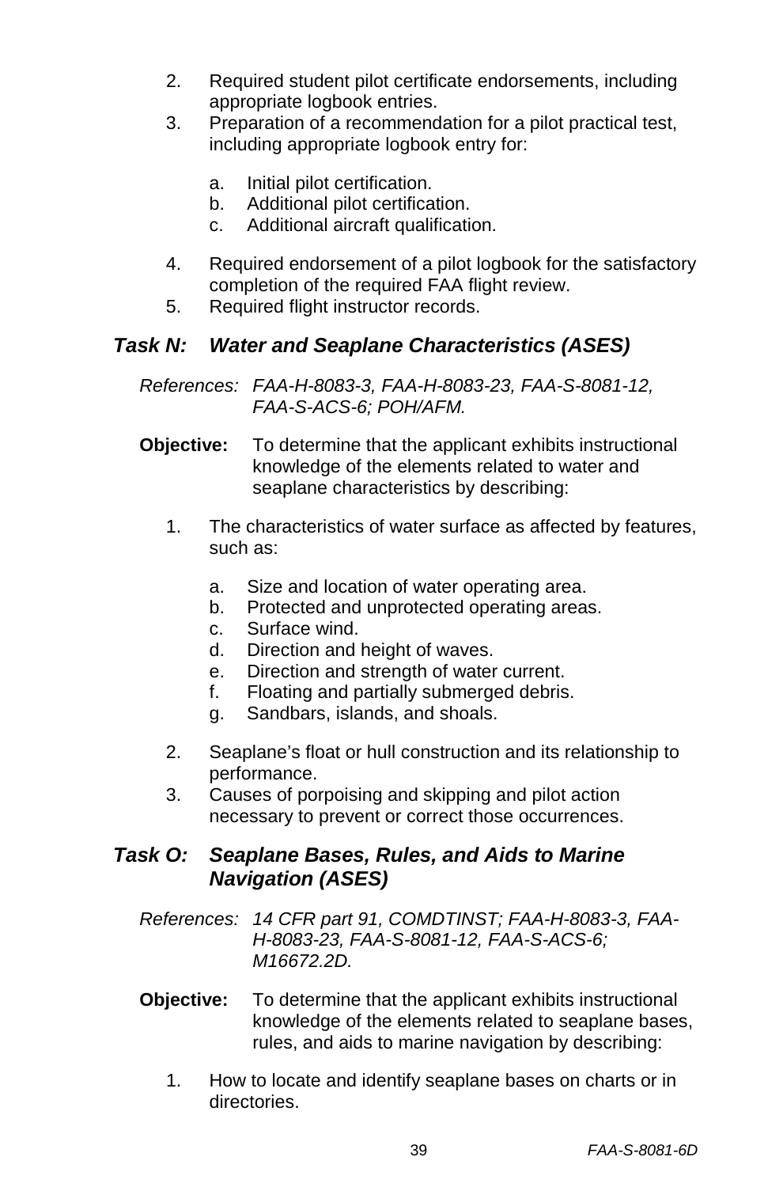2. Required student pilot certificate endorsements, including appropriate logbook entries.
3. Preparation of a recommendation for a pilot practical test, including appropriate logbook entry for:

    a. Initial pilot certification.
    b. Additional pilot certification.
    c. Additional aircraft qualification.

4. Required endorsement of a pilot logbook for the satisfactory completion of the required FAA flight review.
5. Required flight instructor records.

### *Task N: Water and Seaplane Characteristics (ASES)*

*References: FAA-H-8083-3, FAA-H-8083-23, FAA-S-8081-12, FAA-S-ACS-6; POH/AFM.*

**Objective:** To determine that the applicant exhibits instructional knowledge of the elements related to water and seaplane characteristics by describing:

1. The characteristics of water surface as affected by features, such as:

    a. Size and location of water operating area.
    b. Protected and unprotected operating areas.
    c. Surface wind.
    d. Direction and height of waves.
    e. Direction and strength of water current.
    f. Floating and partially submerged debris.
    g. Sandbars, islands, and shoals.

2. Seaplane's float or hull construction and its relationship to performance.
3. Causes of porpoising and skipping and pilot action necessary to prevent or correct those occurrences.

### *Task O: Seaplane Bases, Rules, and Aids to Marine Navigation (ASES)*

*References: 14 CFR part 91, COMDTINST; FAA-H-8083-3, FAA-H-8083-23, FAA-S-8081-12, FAA-S-ACS-6; M16672.2D.*

**Objective:** To determine that the applicant exhibits instructional knowledge of the elements related to seaplane bases, rules, and aids to marine navigation by describing:

1. How to locate and identify seaplane bases on charts or in directories.